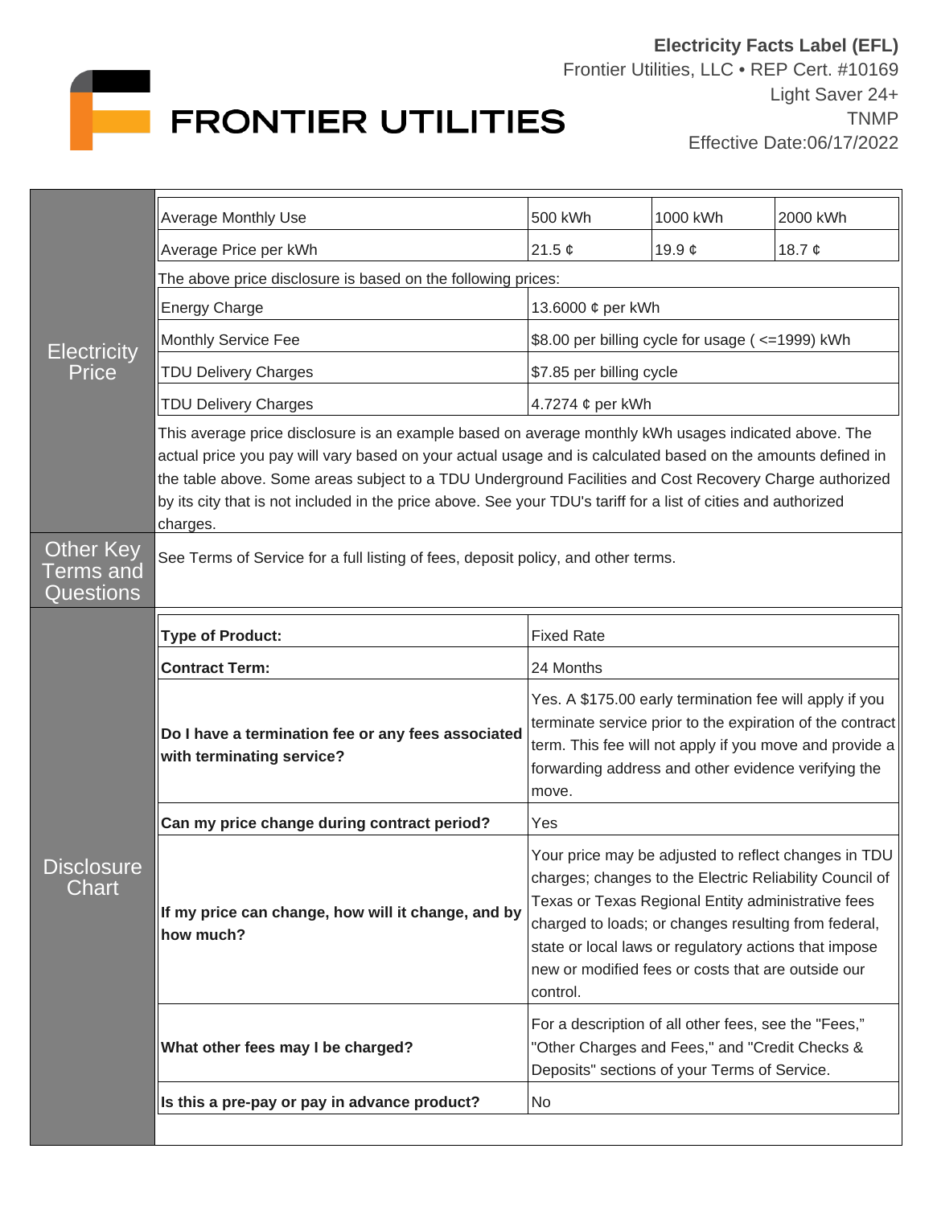# Electricity Facts Label (EFL)

Frontier Utilities, LLC • REP Cert. #10169
Light Saver 24+
TNMP
Effective Date:06/17/2022

FRONTIER UTILITIES

## Electricity Price

| Average Monthly Use | 500 kWh | 1000 kWh | 2000 kWh |
|---|---|---|---|
| Average Price per kWh | 21.5 ¢ | 19.9 ¢ | 18.7 ¢ |

The above price disclosure is based on the following prices:

| | |
|---|---|
| Energy Charge | 13.6000 ¢ per kWh |
| Monthly Service Fee | $8.00 per billing cycle for usage ( <=1999) kWh |
| TDU Delivery Charges | $7.85 per billing cycle |
| TDU Delivery Charges | 4.7274 ¢ per kWh |

This average price disclosure is an example based on average monthly kWh usages indicated above. The actual price you pay will vary based on your actual usage and is calculated based on the amounts defined in the table above. Some areas subject to a TDU Underground Facilities and Cost Recovery Charge authorized by its city that is not included in the price above. See your TDU's tariff for a list of cities and authorized charges.

## Other Key Terms and Questions

See Terms of Service for a full listing of fees, deposit policy, and other terms.

## Disclosure Chart

| | |
|---|---|
| **Type of Product:** | Fixed Rate |
| **Contract Term:** | 24 Months |
| **Do I have a termination fee or any fees associated with terminating service?** | Yes. A $175.00 early termination fee will apply if you terminate service prior to the expiration of the contract term. This fee will not apply if you move and provide a forwarding address and other evidence verifying the move. |
| **Can my price change during contract period?** | Yes |
| **If my price can change, how will it change, and by how much?** | Your price may be adjusted to reflect changes in TDU charges; changes to the Electric Reliability Council of Texas or Texas Regional Entity administrative fees charged to loads; or changes resulting from federal, state or local laws or regulatory actions that impose new or modified fees or costs that are outside our control. |
| **What other fees may I be charged?** | For a description of all other fees, see the "Fees," "Other Charges and Fees," and "Credit Checks & Deposits" sections of your Terms of Service. |
| **Is this a pre-pay or pay in advance product?** | No |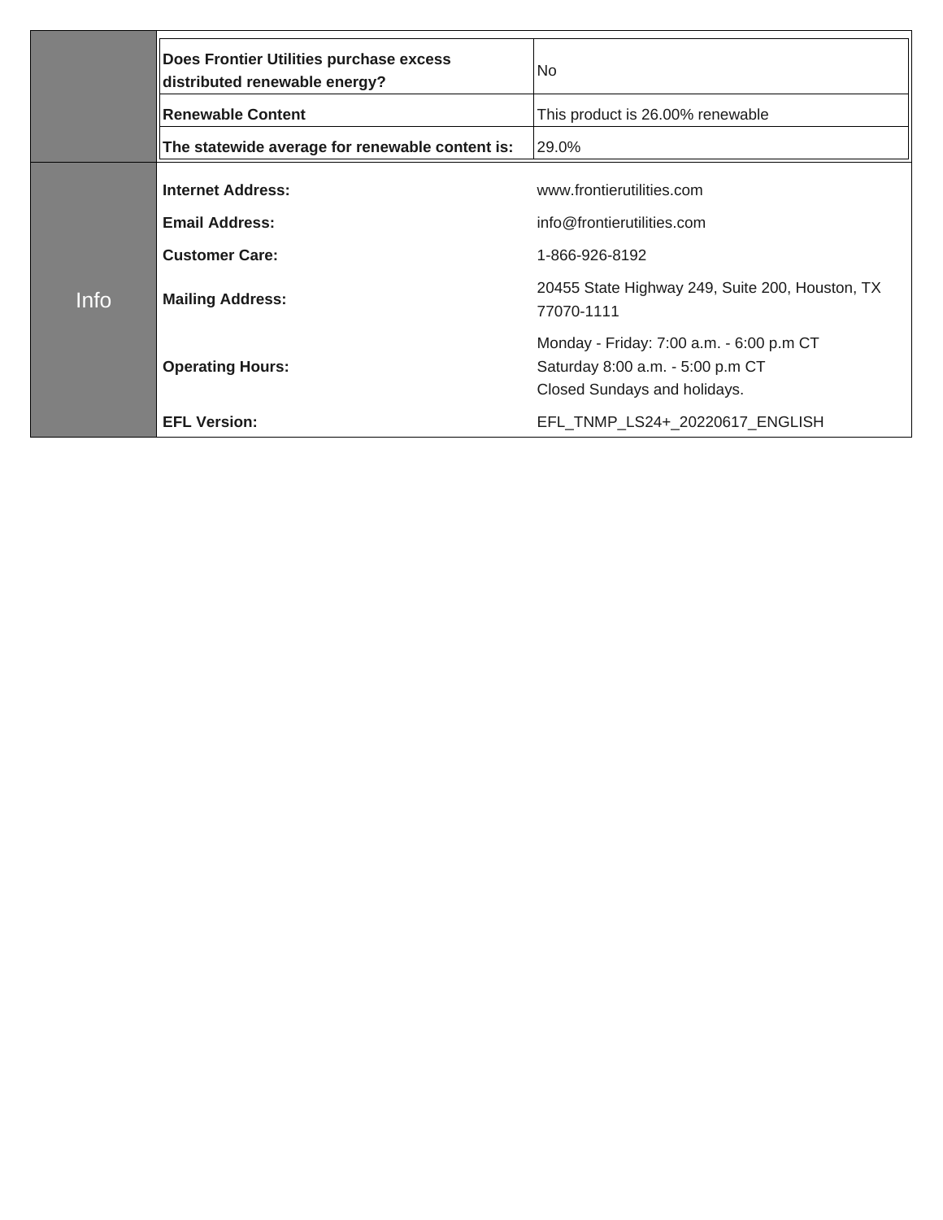| | | |
|---|---|---|
| | **Does Frontier Utilities purchase excess distributed renewable energy?** | No |
| | **Renewable Content** | This product is 26.00% renewable |
| | **The statewide average for renewable content is:** | 29.0% |
| Info | **Internet Address:** | www.frontierutilities.com |
| | **Email Address:** | info@frontierutilities.com |
| | **Customer Care:** | 1-866-926-8192 |
| | **Mailing Address:** | 20455 State Highway 249, Suite 200, Houston, TX 77070-1111 |
| | **Operating Hours:** | Monday - Friday: 7:00 a.m. - 6:00 p.m CT<br>Saturday 8:00 a.m. - 5:00 p.m CT<br>Closed Sundays and holidays. |
| | **EFL Version:** | EFL_TNMP_LS24+_20220617_ENGLISH |